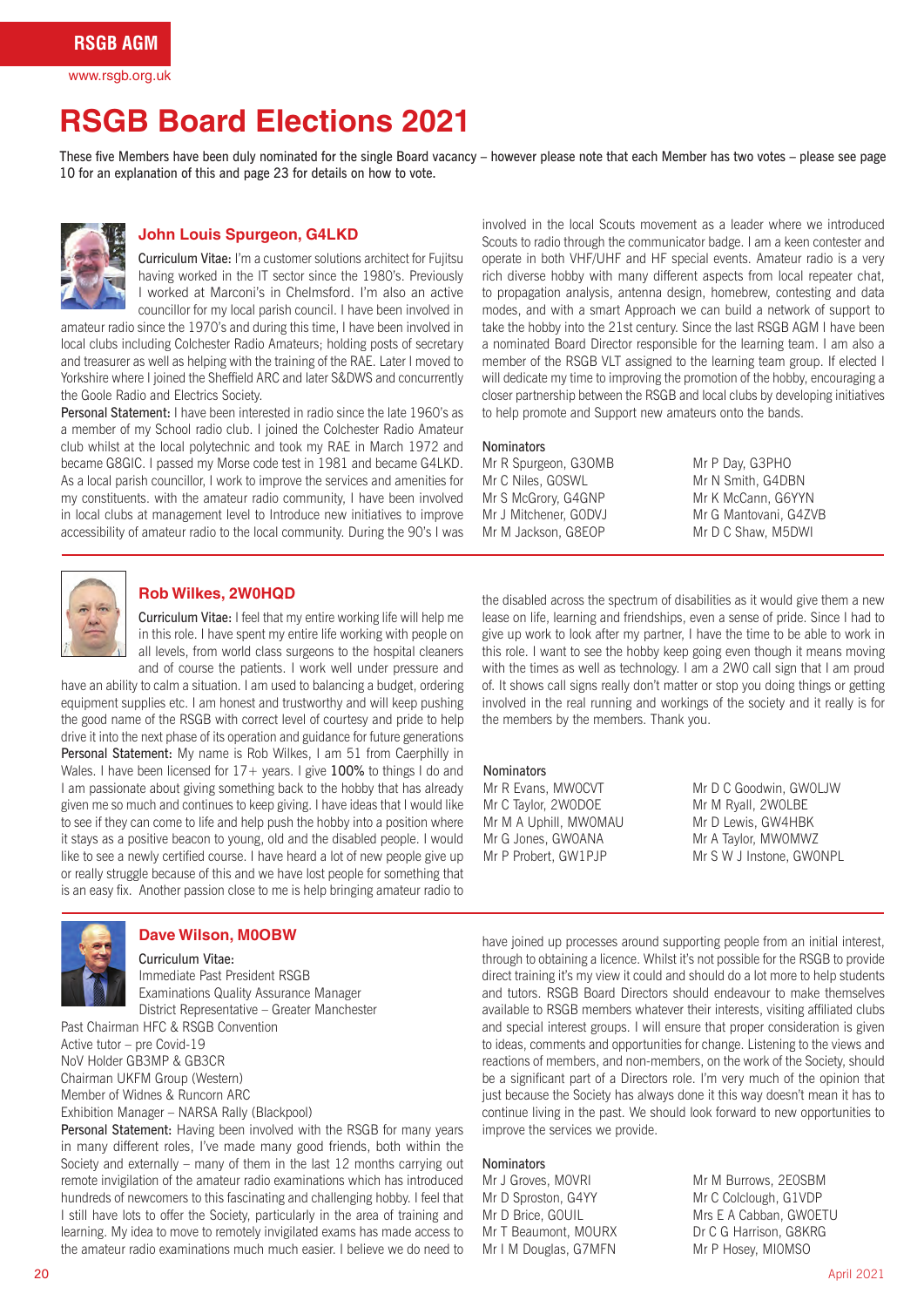# RSGB Board Elections 2021

These five Members have been duly nominated for the single Board vacancy – however please note that each Member has two votes – please see page 10 for an explanation of this and page 23 for details on how to vote.

## John Louis Spurgeon, G4LKD

**Curriculum Vitae:** I'm a customer solutions architect for Fujitsu having worked in the IT sector since the 1980's. Previously I worked at Marconi's in Chelmsford. I'm also an active councillor for my local parish council. I have been involved in amateur radio since the 1970's and during this time, I have been involved in local clubs including Colchester Radio Amateurs; holding posts of secretary and treasurer as well as helping with the training of the RAE. Later I moved to Yorkshire where I joined the Sheffield ARC and later S&DWS and concurrently the Goole Radio and Electrics Society.

**Personal Statement:** I have been interested in radio since the late 1960's as a member of my School radio club. I joined the Colchester Radio Amateur club whilst at the local polytechnic and took my RAE in March 1972 and became G8GIC. I passed my Morse code test in 1981 and became G4LKD. As a local parish councillor, I work to improve the services and amenities for my constituents. with the amateur radio community, I have been involved in local clubs at management level to Introduce new initiatives to improve accessibility of amateur radio to the local community. During the 90's I was involved in the local Scouts movement as a leader where we introduced Scouts to radio through the communicator badge. I am a keen contester and operate in both VHF/UHF and HF special events. Amateur radio is a very rich diverse hobby with many different aspects from local repeater chat, to propagation analysis, antenna design, homebrew, contesting and data modes, and with a smart Approach we can build a network of support to take the hobby into the 21st century. Since the last RSGB AGM I have been a nominated Board Director responsible for the learning team. I am also a member of the RSGB VLT assigned to the learning team group. If elected I will dedicate my time to improving the promotion of the hobby, encouraging a closer partnership between the RSGB and local clubs by developing initiatives to help promote and Support new amateurs onto the bands.

**Nominators**

Mr R Spurgeon, G3OMB
Mr C Niles, G0SWL
Mr S McGrory, G4GNP
Mr J Mitchener, G0DVJ
Mr M Jackson, G8EOP
Mr P Day, G3PHO
Mr N Smith, G4DBN
Mr K McCann, G6YYN
Mr G Mantovani, G4ZVB
Mr D C Shaw, M5DWI

## Rob Wilkes, 2W0HQD

**Curriculum Vitae:** I feel that my entire working life will help me in this role. I have spent my entire life working with people on all levels, from world class surgeons to the hospital cleaners and of course the patients. I work well under pressure and have an ability to calm a situation. I am used to balancing a budget, ordering equipment supplies etc. I am honest and trustworthy and will keep pushing the good name of the RSGB with correct level of courtesy and pride to help drive it into the next phase of its operation and guidance for future generations

**Personal Statement:** My name is Rob Wilkes, I am 51 from Caerphilly in Wales. I have been licensed for 17+ years. I give **100%** to things I do and I am passionate about giving something back to the hobby that has already given me so much and continues to keep giving. I have ideas that I would like to see if they can come to life and help push the hobby into a position where it stays as a positive beacon to young, old and the disabled people. I would like to see a newly certified course. I have heard a lot of new people give up or really struggle because of this and we have lost people for something that is an easy fix. Another passion close to me is help bringing amateur radio to the disabled across the spectrum of disabilities as it would give them a new lease on life, learning and friendships, even a sense of pride. Since I had to give up work to look after my partner, I have the time to be able to work in this role. I want to see the hobby keep going even though it means moving with the times as well as technology. I am a 2W0 call sign that I am proud of. It shows call signs really don't matter or stop you doing things or getting involved in the real running and workings of the society and it really is for the members by the members. Thank you.

**Nominators**

Mr R Evans, MW0CVT
Mr C Taylor, 2W0DOE
Mr M A Uphill, MW0MAU
Mr G Jones, GW0ANA
Mr P Probert, GW1PJP
Mr D C Goodwin, GW0LJW
Mr M Ryall, 2W0LBE
Mr D Lewis, GW4HBK
Mr A Taylor, MW0MWZ
Mr S W J Instone, GW0NPL

## Dave Wilson, M0OBW

**Curriculum Vitae:**
Immediate Past President RSGB
Examinations Quality Assurance Manager
District Representative – Greater Manchester
Past Chairman HFC & RSGB Convention
Active tutor – pre Covid-19
NoV Holder GB3MP & GB3CR
Chairman UKFM Group (Western)
Member of Widnes & Runcorn ARC
Exhibition Manager – NARSA Rally (Blackpool)

**Personal Statement:** Having been involved with the RSGB for many years in many different roles, I've made many good friends, both within the Society and externally – many of them in the last 12 months carrying out remote invigilation of the amateur radio examinations which has introduced hundreds of newcomers to this fascinating and challenging hobby. I feel that I still have lots to offer the Society, particularly in the area of training and learning. My idea to move to remotely invigilated exams has made access to the amateur radio examinations much much easier. I believe we do need to have joined up processes around supporting people from an initial interest, through to obtaining a licence. Whilst it's not possible for the RSGB to provide direct training it's my view it could and should do a lot more to help students and tutors. RSGB Board Directors should endeavour to make themselves available to RSGB members whatever their interests, visiting affiliated clubs and special interest groups. I will ensure that proper consideration is given to ideas, comments and opportunities for change. Listening to the views and reactions of members, and non-members, on the work of the Society, should be a significant part of a Directors role. I'm very much of the opinion that just because the Society has always done it this way doesn't mean it has to continue living in the past. We should look forward to new opportunities to improve the services we provide.

**Nominators**

Mr J Groves, M0VRI
Mr D Sproston, G4YY
Mr D Brice, G0UIL
Mr T Beaumont, M0URX
Mr I M Douglas, G7MFN
Mr M Burrows, 2E0SBM
Mr C Colclough, G1VDP
Mrs E A Cabban, GW0ETU
Dr C G Harrison, G8KRG
Mr P Hosey, MI0MSO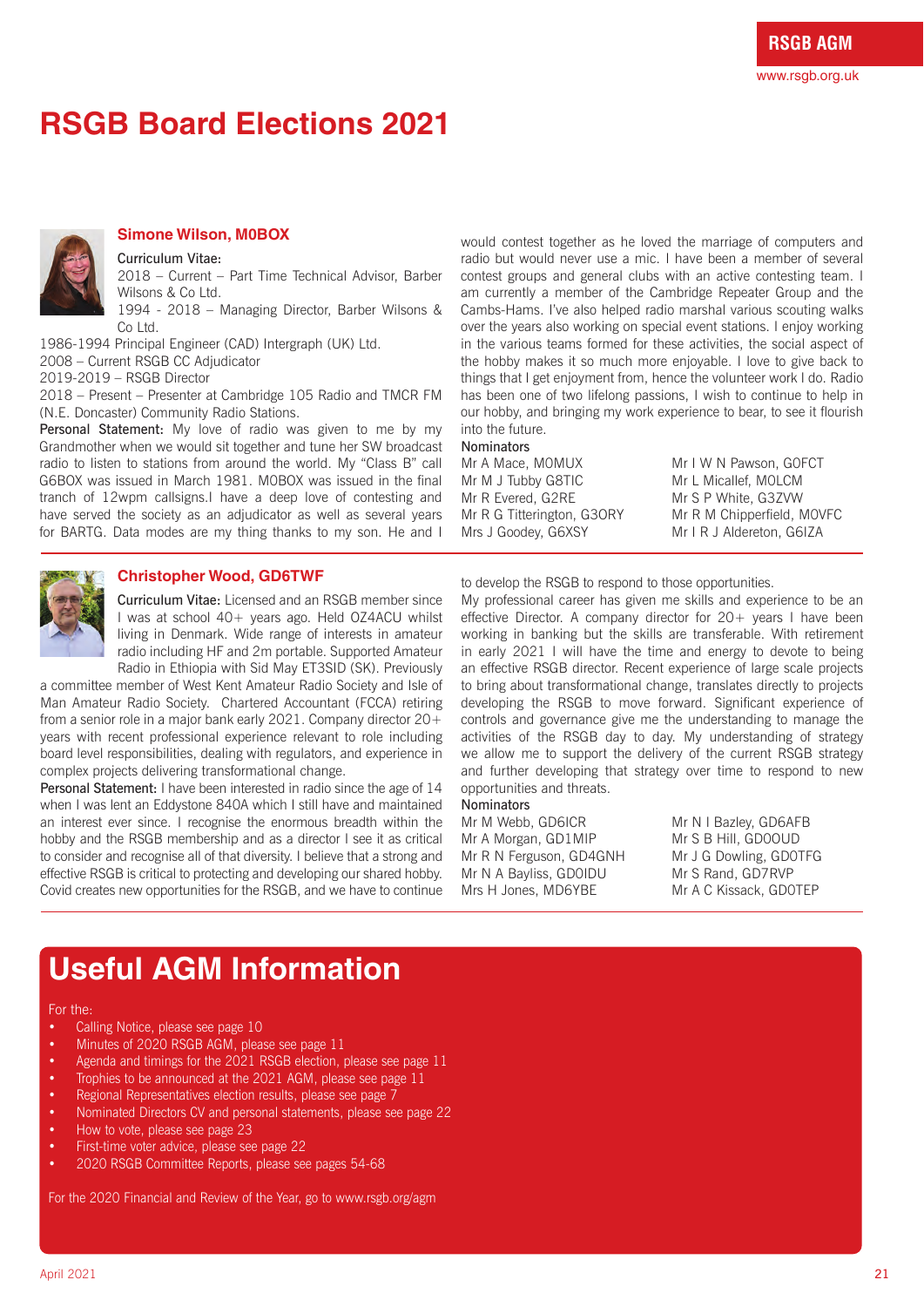# RSGB Board Elections 2021

## Simone Wilson, M0BOX

**Curriculum Vitae:**

2018 – Current – Part Time Technical Advisor, Barber Wilsons & Co Ltd.

1994 - 2018 – Managing Director, Barber Wilsons & Co Ltd.

1986-1994 Principal Engineer (CAD) Intergraph (UK) Ltd.

2008 – Current RSGB CC Adjudicator

2019-2019 – RSGB Director

2018 – Present – Presenter at Cambridge 105 Radio and TMCR FM (N.E. Doncaster) Community Radio Stations.

**Personal Statement:** My love of radio was given to me by my Grandmother when we would sit together and tune her SW broadcast radio to listen to stations from around the world. My "Class B" call G6BOX was issued in March 1981. M0BOX was issued in the final tranch of 12wpm callsigns.I have a deep love of contesting and have served the society as an adjudicator as well as several years for BARTG. Data modes are my thing thanks to my son. He and I would contest together as he loved the marriage of computers and radio but would never use a mic. I have been a member of several contest groups and general clubs with an active contesting team. I am currently a member of the Cambridge Repeater Group and the Cambs-Hams. I've also helped radio marshal various scouting walks over the years also working on special event stations. I enjoy working in the various teams formed for these activities, the social aspect of the hobby makes it so much more enjoyable. I love to give back to things that I get enjoyment from, hence the volunteer work I do. Radio has been one of two lifelong passions, I wish to continue to help in our hobby, and bringing my work experience to bear, to see it flourish into the future.

**Nominators**

| | |
|---|---|
| Mr A Mace, M0MUX | Mr I W N Pawson, G0FCT |
| Mr M J Tubby G8TIC | Mr L Micallef, M0LCM |
| Mr R Evered, G2RE | Mr S P White, G3ZVW |
| Mr R G Titterington, G3ORY | Mr R M Chipperfield, M0VFC |
| Mrs J Goodey, G6XSY | Mr I R J Aldereton, G6IZA |

## Christopher Wood, GD6TWF

**Curriculum Vitae:** Licensed and an RSGB member since I was at school 40+ years ago. Held OZ4ACU whilst living in Denmark. Wide range of interests in amateur radio including HF and 2m portable. Supported Amateur Radio in Ethiopia with Sid May ET3SID (SK). Previously a committee member of West Kent Amateur Radio Society and Isle of Man Amateur Radio Society. Chartered Accountant (FCCA) retiring from a senior role in a major bank early 2021. Company director 20+ years with recent professional experience relevant to role including board level responsibilities, dealing with regulators, and experience in complex projects delivering transformational change.

**Personal Statement:** I have been interested in radio since the age of 14 when I was lent an Eddystone 840A which I still have and maintained an interest ever since. I recognise the enormous breadth within the hobby and the RSGB membership and as a director I see it as critical to consider and recognise all of that diversity. I believe that a strong and effective RSGB is critical to protecting and developing our shared hobby. Covid creates new opportunities for the RSGB, and we have to continue to develop the RSGB to respond to those opportunities.

My professional career has given me skills and experience to be an effective Director. A company director for 20+ years I have been working in banking but the skills are transferable. With retirement in early 2021 I will have the time and energy to devote to being an effective RSGB director. Recent experience of large scale projects to bring about transformational change, translates directly to projects developing the RSGB to move forward. Significant experience of controls and governance give me the understanding to manage the activities of the RSGB day to day. My understanding of strategy we allow me to support the delivery of the current RSGB strategy and further developing that strategy over time to respond to new opportunities and threats.

**Nominators**

| | |
|---|---|
| Mr M Webb, GD6ICR | Mr N I Bazley, GD6AFB |
| Mr A Morgan, GD1MIP | Mr S B Hill, GD0OUD |
| Mr R N Ferguson, GD4GNH | Mr J G Dowling, GD0TFG |
| Mr N A Bayliss, GD0IDU | Mr S Rand, GD7RVP |
| Mrs H Jones, MD6YBE | Mr A C Kissack, GD0TEP |

# Useful AGM Information

For the:

- Calling Notice, please see page 10
- Minutes of 2020 RSGB AGM, please see page 11
- Agenda and timings for the 2021 RSGB election, please see page 11
- Trophies to be announced at the 2021 AGM, please see page 11
- Regional Representatives election results, please see page 7
- Nominated Directors CV and personal statements, please see page 22
- How to vote, please see page 23
- First-time voter advice, please see page 22
- 2020 RSGB Committee Reports, please see pages 54-68

For the 2020 Financial and Review of the Year, go to www.rsgb.org/agm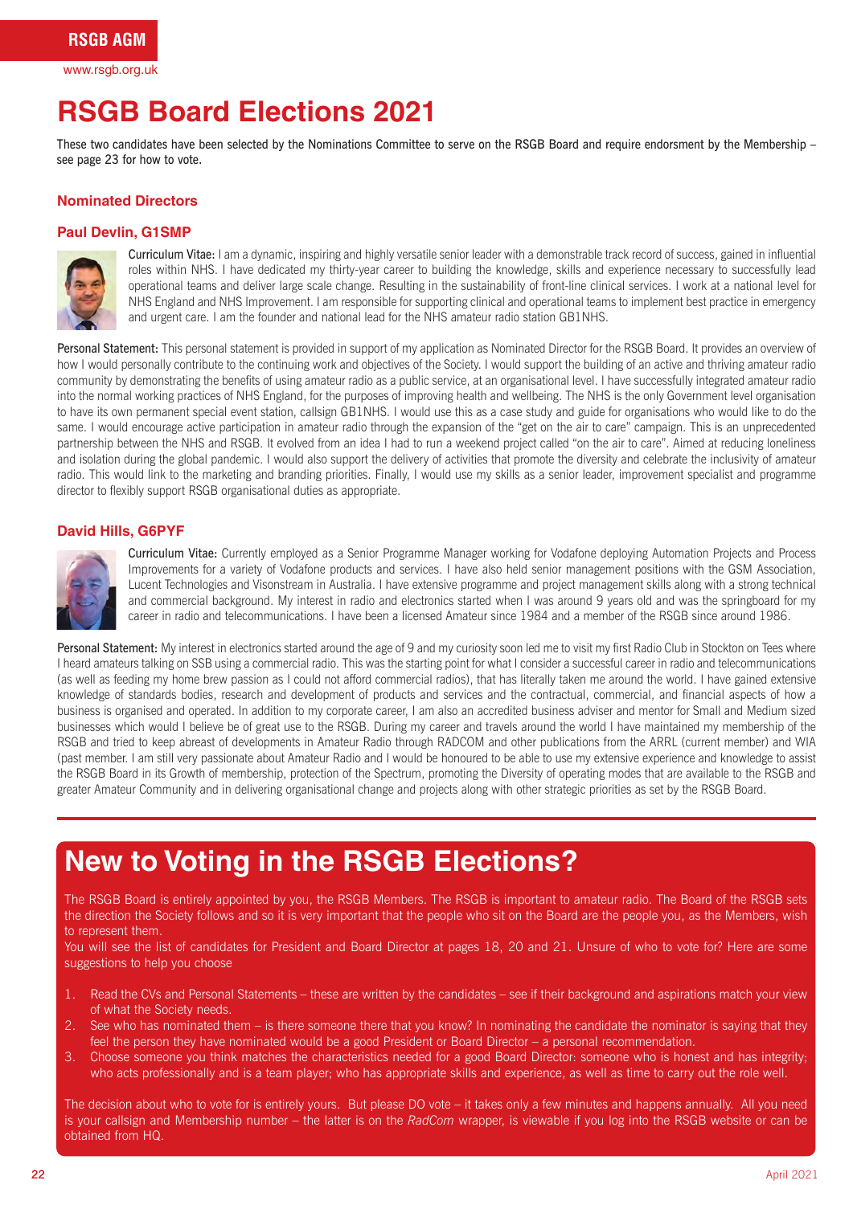# RSGB Board Elections 2021

These two candidates have been selected by the Nominations Committee to serve on the RSGB Board and require endorsment by the Membership – see page 23 for how to vote.

### Nominated Directors

### Paul Devlin, G1SMP

**Curriculum Vitae:** I am a dynamic, inspiring and highly versatile senior leader with a demonstrable track record of success, gained in influential roles within NHS. I have dedicated my thirty-year career to building the knowledge, skills and experience necessary to successfully lead operational teams and deliver large scale change. Resulting in the sustainability of front-line clinical services. I work at a national level for NHS England and NHS Improvement. I am responsible for supporting clinical and operational teams to implement best practice in emergency and urgent care. I am the founder and national lead for the NHS amateur radio station GB1NHS.

**Personal Statement:** This personal statement is provided in support of my application as Nominated Director for the RSGB Board. It provides an overview of how I would personally contribute to the continuing work and objectives of the Society. I would support the building of an active and thriving amateur radio community by demonstrating the benefits of using amateur radio as a public service, at an organisational level. I have successfully integrated amateur radio into the normal working practices of NHS England, for the purposes of improving health and wellbeing. The NHS is the only Government level organisation to have its own permanent special event station, callsign GB1NHS. I would use this as a case study and guide for organisations who would like to do the same. I would encourage active participation in amateur radio through the expansion of the "get on the air to care" campaign. This is an unprecedented partnership between the NHS and RSGB. It evolved from an idea I had to run a weekend project called "on the air to care". Aimed at reducing loneliness and isolation during the global pandemic. I would also support the delivery of activities that promote the diversity and celebrate the inclusivity of amateur radio. This would link to the marketing and branding priorities. Finally, I would use my skills as a senior leader, improvement specialist and programme director to flexibly support RSGB organisational duties as appropriate.

### David Hills, G6PYF

**Curriculum Vitae:** Currently employed as a Senior Programme Manager working for Vodafone deploying Automation Projects and Process Improvements for a variety of Vodafone products and services. I have also held senior management positions with the GSM Association, Lucent Technologies and Visonstream in Australia. I have extensive programme and project management skills along with a strong technical and commercial background. My interest in radio and electronics started when I was around 9 years old and was the springboard for my career in radio and telecommunications. I have been a licensed Amateur since 1984 and a member of the RSGB since around 1986.

**Personal Statement:** My interest in electronics started around the age of 9 and my curiosity soon led me to visit my first Radio Club in Stockton on Tees where I heard amateurs talking on SSB using a commercial radio. This was the starting point for what I consider a successful career in radio and telecommunications (as well as feeding my home brew passion as I could not afford commercial radios), that has literally taken me around the world. I have gained extensive knowledge of standards bodies, research and development of products and services and the contractual, commercial, and financial aspects of how a business is organised and operated. In addition to my corporate career, I am also an accredited business adviser and mentor for Small and Medium sized businesses which would I believe be of great use to the RSGB. During my career and travels around the world I have maintained my membership of the RSGB and tried to keep abreast of developments in Amateur Radio through RADCOM and other publications from the ARRL (current member) and WIA (past member. I am still very passionate about Amateur Radio and I would be honoured to be able to use my extensive experience and knowledge to assist the RSGB Board in its Growth of membership, protection of the Spectrum, promoting the Diversity of operating modes that are available to the RSGB and greater Amateur Community and in delivering organisational change and projects along with other strategic priorities as set by the RSGB Board.

## New to Voting in the RSGB Elections?

The RSGB Board is entirely appointed by you, the RSGB Members. The RSGB is important to amateur radio. The Board of the RSGB sets the direction the Society follows and so it is very important that the people who sit on the Board are the people you, as the Members, wish to represent them.

You will see the list of candidates for President and Board Director at pages 18, 20 and 21. Unsure of who to vote for? Here are some suggestions to help you choose

1. Read the CVs and Personal Statements – these are written by the candidates – see if their background and aspirations match your view of what the Society needs.
2. See who has nominated them – is there someone there that you know? In nominating the candidate the nominator is saying that they feel the person they have nominated would be a good President or Board Director – a personal recommendation.
3. Choose someone you think matches the characteristics needed for a good Board Director: someone who is honest and has integrity; who acts professionally and is a team player; who has appropriate skills and experience, as well as time to carry out the role well.

The decision about who to vote for is entirely yours. But please DO vote – it takes only a few minutes and happens annually. All you need is your callsign and Membership number – the latter is on the *RadCom* wrapper, is viewable if you log into the RSGB website or can be obtained from HQ.